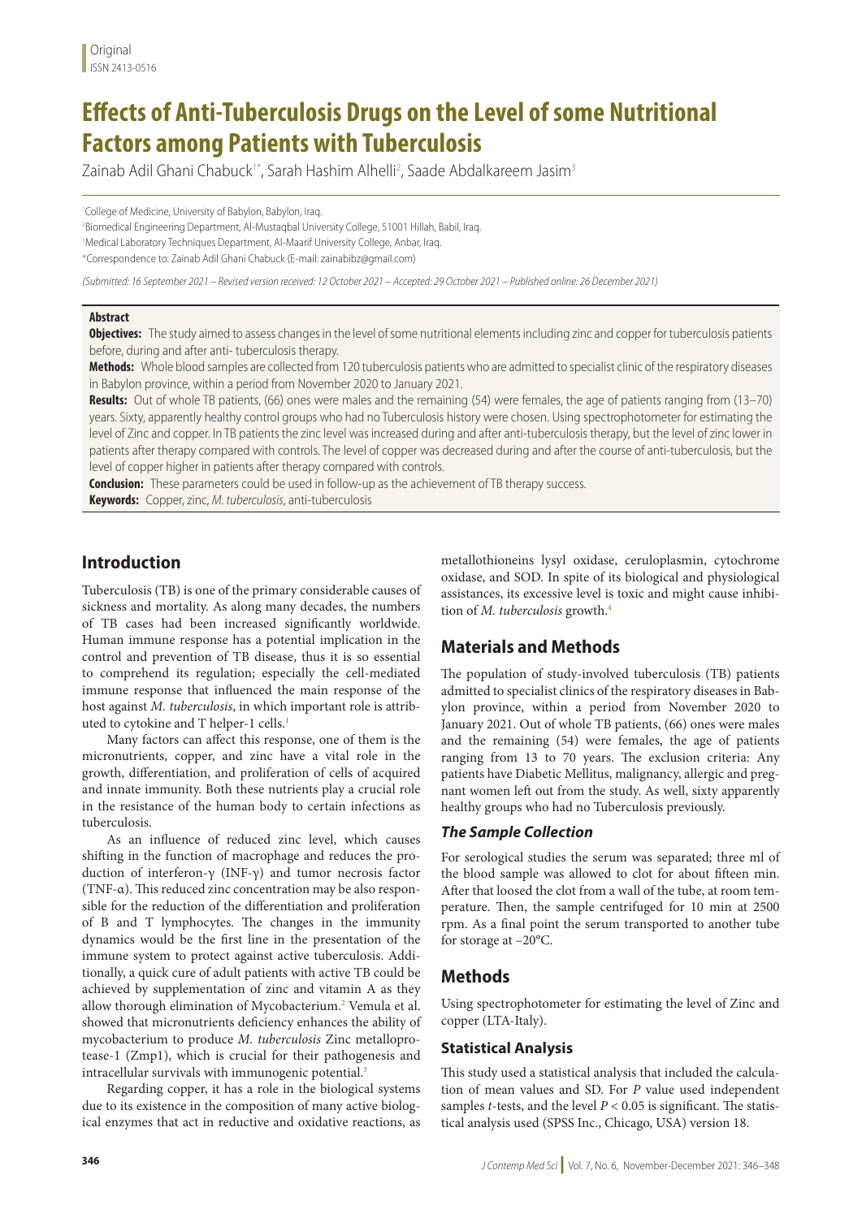Original
ISSN 2413-0516

# Effects of Anti-Tuberculosis Drugs on the Level of some Nutritional Factors among Patients with Tuberculosis

Zainab Adil Ghani Chabuck[1*], Sarah Hashim Alhelli[2], Saade Abdalkareem Jasim[3]

[1]College of Medicine, University of Babylon, Babylon, Iraq.
[2]Biomedical Engineering Department, Al-Mustaqbal University College, 51001 Hillah, Babil, Iraq.
[3]Medical Laboratory Techniques Department, Al-Maarif University College, Anbar, Iraq.
*Correspondence to: Zainab Adil Ghani Chabuck (E-mail: zainabibz@gmail.com)

*(Submitted: 16 September 2021 – Revised version received: 12 October 2021 – Accepted: 29 October 2021 – Published online: 26 December 2021)*

## Abstract

**Objectives:** The study aimed to assess changes in the level of some nutritional elements including zinc and copper for tuberculosis patients before, during and after anti- tuberculosis therapy.

**Methods:** Whole blood samples are collected from 120 tuberculosis patients who are admitted to specialist clinic of the respiratory diseases in Babylon province, within a period from November 2020 to January 2021.

**Results:** Out of whole TB patients, (66) ones were males and the remaining (54) were females, the age of patients ranging from (13–70) years. Sixty, apparently healthy control groups who had no Tuberculosis history were chosen. Using spectrophotometer for estimating the level of Zinc and copper. In TB patients the zinc level was increased during and after anti-tuberculosis therapy, but the level of zinc lower in patients after therapy compared with controls. The level of copper was decreased during and after the course of anti-tuberculosis, but the level of copper higher in patients after therapy compared with controls.

**Conclusion:** These parameters could be used in follow-up as the achievement of TB therapy success.

**Keywords:** Copper, zinc, *M. tuberculosis*, anti-tuberculosis

## Introduction

Tuberculosis (TB) is one of the primary considerable causes of sickness and mortality. As along many decades, the numbers of TB cases had been increased significantly worldwide. Human immune response has a potential implication in the control and prevention of TB disease, thus it is so essential to comprehend its regulation; especially the cell-mediated immune response that influenced the main response of the host against *M. tuberculosis*, in which important role is attributed to cytokine and T helper-1 cells.[1]

Many factors can affect this response, one of them is the micronutrients, copper, and zinc have a vital role in the growth, differentiation, and proliferation of cells of acquired and innate immunity. Both these nutrients play a crucial role in the resistance of the human body to certain infections as tuberculosis.

As an influence of reduced zinc level, which causes shifting in the function of macrophage and reduces the production of interferon-γ (INF-γ) and tumor necrosis factor (TNF-α). This reduced zinc concentration may be also responsible for the reduction of the differentiation and proliferation of B and T lymphocytes. The changes in the immunity dynamics would be the first line in the presentation of the immune system to protect against active tuberculosis. Additionally, a quick cure of adult patients with active TB could be achieved by supplementation of zinc and vitamin A as they allow thorough elimination of Mycobacterium.[2] Vemula et al. showed that micronutrients deficiency enhances the ability of mycobacterium to produce *M. tuberculosis* Zinc metalloprotease-1 (Zmp1), which is crucial for their pathogenesis and intracellular survivals with immunogenic potential.[3]

Regarding copper, it has a role in the biological systems due to its existence in the composition of many active biological enzymes that act in reductive and oxidative reactions, as metallothioneins lysyl oxidase, ceruloplasmin, cytochrome oxidase, and SOD. In spite of its biological and physiological assistances, its excessive level is toxic and might cause inhibition of *M. tuberculosis* growth.[4]

## Materials and Methods

The population of study-involved tuberculosis (TB) patients admitted to specialist clinics of the respiratory diseases in Babylon province, within a period from November 2020 to January 2021. Out of whole TB patients, (66) ones were males and the remaining (54) were females, the age of patients ranging from 13 to 70 years. The exclusion criteria: Any patients have Diabetic Mellitus, malignancy, allergic and pregnant women left out from the study. As well, sixty apparently healthy groups who had no Tuberculosis previously.

### *The Sample Collection*

For serological studies the serum was separated; three ml of the blood sample was allowed to clot for about fifteen min. After that loosed the clot from a wall of the tube, at room temperature. Then, the sample centrifuged for 10 min at 2500 rpm. As a final point the serum transported to another tube for storage at −20°C.

## Methods

Using spectrophotometer for estimating the level of Zinc and copper (LTA-Italy).

### Statistical Analysis

This study used a statistical analysis that included the calculation of mean values and SD. For *P* value used independent samples *t*-tests, and the level $P < 0.05$ is significant. The statistical analysis used (SPSS Inc., Chicago, USA) version 18.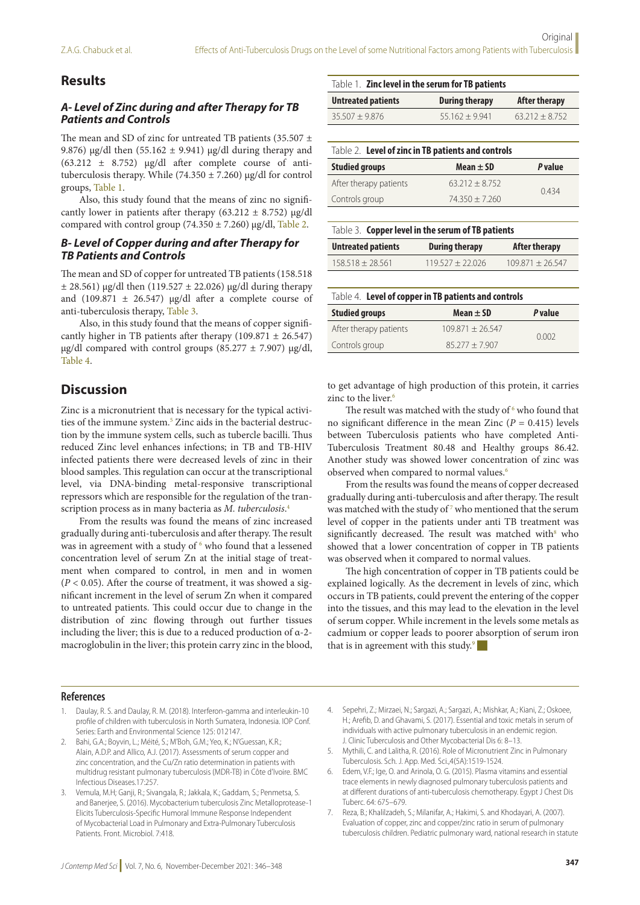## Results

### A- Level of Zinc during and after Therapy for TB Patients and Controls

The mean and SD of zinc for untreated TB patients (35.507 ± 9.876) µg/dl then (55.162 ± 9.941) µg/dl during therapy and (63.212 ± 8.752) µg/dl after complete course of anti-tuberculosis therapy. While (74.350 ± 7.260) µg/dl for control groups, Table 1.

Also, this study found that the means of zinc no significantly lower in patients after therapy (63.212 ± 8.752) µg/dl compared with control group (74.350 ± 7.260) µg/dl, Table 2.

### B- Level of Copper during and after Therapy for TB Patients and Controls

The mean and SD of copper for untreated TB patients (158.518 ± 28.561) µg/dl then (119.527 ± 22.026) µg/dl during therapy and (109.871 ± 26.547) µg/dl after a complete course of anti-tuberculosis therapy, Table 3.

Also, in this study found that the means of copper significantly higher in TB patients after therapy (109.871 ± 26.547) µg/dl compared with control groups (85.277 ± 7.907) µg/dl, Table 4.

Table 1. **Zinc level in the serum for TB patients**

| Untreated patients | During therapy | After therapy |
|---|---|---|
| 35.507 ± 9.876 | 55.162 ± 9.941 | 63.212 ± 8.752 |

Table 2. **Level of zinc in TB patients and controls**

| Studied groups | Mean ± SD | *P* value |
|---|---|---|
| After therapy patients | 63.212 ± 8.752 | 0.434 |
| Controls group | 74.350 ± 7.260 | |

Table 3. **Copper level in the serum of TB patients**

| Untreated patients | During therapy | After therapy |
|---|---|---|
| 158.518 ± 28.561 | 119.527 ± 22.026 | 109.871 ± 26.547 |

Table 4. **Level of copper in TB patients and controls**

| Studied groups | Mean ± SD | *P* value |
|---|---|---|
| After therapy patients | 109.871 ± 26.547 | 0.002 |
| Controls group | 85.277 ± 7.907 | |

## Discussion

Zinc is a micronutrient that is necessary for the typical activities of the immune system.[5] Zinc aids in the bacterial destruction by the immune system cells, such as tubercle bacilli. Thus reduced Zinc level enhances infections; in TB and TB-HIV infected patients there were decreased levels of zinc in their blood samples. This regulation can occur at the transcriptional level, via DNA-binding metal-responsive transcriptional repressors which are responsible for the regulation of the transcription process as in many bacteria as *M. tuberculosis*.[4]

From the results was found the means of zinc increased gradually during anti-tuberculosis and after therapy. The result was in agreement with a study of [6] who found that a lessened concentration level of serum Zn at the initial stage of treatment when compared to control, in men and in women ($P < 0.05$). After the course of treatment, it was showed a significant increment in the level of serum Zn when it compared to untreated patients. This could occur due to change in the distribution of zinc flowing through out further tissues including the liver; this is due to a reduced production of α-2-macroglobulin in the liver; this protein carry zinc in the blood, to get advantage of high production of this protein, it carries zinc to the liver.[6]

The result was matched with the study of [6] who found that no significant difference in the mean Zinc ($P = 0.415$) levels between Tuberculosis patients who have completed Anti-Tuberculosis Treatment 80.48 and Healthy groups 86.42. Another study was showed lower concentration of zinc was observed when compared to normal values.[6]

From the results was found the means of copper decreased gradually during anti-tuberculosis and after therapy. The result was matched with the study of [7] who mentioned that the serum level of copper in the patients under anti TB treatment was significantly decreased. The result was matched with[8] who showed that a lower concentration of copper in TB patients was observed when it compared to normal values.

The high concentration of copper in TB patients could be explained logically. As the decrement in levels of zinc, which occurs in TB patients, could prevent the entering of the copper into the tissues, and this may lead to the elevation in the level of serum copper. While increment in the levels some metals as cadmium or copper leads to poorer absorption of serum iron that is in agreement with this study.[9]

## References

1. Daulay, R. S. and Daulay, R. M. (2018). Interferon-gamma and interleukin-10 profile of children with tuberculosis in North Sumatera, Indonesia. IOP Conf. Series: Earth and Environmental Science 125: 012147.
2. Bahi, G.A.; Boyvin, L.; Méité, S.; M'Boh, G.M.; Yeo, K.; N'Guessan, K.R.; Alain, A.D.P. and Allico, A.J. (2017). Assessments of serum copper and zinc concentration, and the Cu/Zn ratio determination in patients with multidrug resistant pulmonary tuberculosis (MDR-TB) in Côte d'Ivoire. BMC Infectious Diseases.17:257.
3. Vemula, M.H; Ganji, R.; Sivangala, R.; Jakkala, K.; Gaddam, S.; Penmetsa, S. and Banerjee, S. (2016). Mycobacterium tuberculosis Zinc Metalloprotease-1 Elicits Tuberculosis-Specific Humoral Immune Response Independent of Mycobacterial Load in Pulmonary and Extra-Pulmonary Tuberculosis Patients. Front. Microbiol. 7:418.
4. Sepehri, Z.; Mirzaei, N.; Sargazi, A.; Sargazi, A.; Mishkar, A.; Kiani, Z.; Oskoee, H.; Arefib, D. and Ghavami, S. (2017). Essential and toxic metals in serum of individuals with active pulmonary tuberculosis in an endemic region. J. Clinic Tuberculosis and Other Mycobacterial Dis 6: 8–13.
5. Mythili, C. and Lalitha, R. (2016). Role of Micronutrient Zinc in Pulmonary Tuberculosis. Sch. J. App. Med. Sci.,4(5A):1519-1524.
6. Edem, V.F.; Ige, O. and Arinola, O. G. (2015). Plasma vitamins and essential trace elements in newly diagnosed pulmonary tuberculosis patients and at different durations of anti-tuberculosis chemotherapy. Egypt J Chest Dis Tuberc. 64: 675–679.
7. Reza, B.; Khalilzadeh, S.; Milanifar, A.; Hakimi, S. and Khodayari, A. (2007). Evaluation of copper, zinc and copper/zinc ratio in serum of pulmonary tuberculosis children. Pediatric pulmonary ward, national research in statute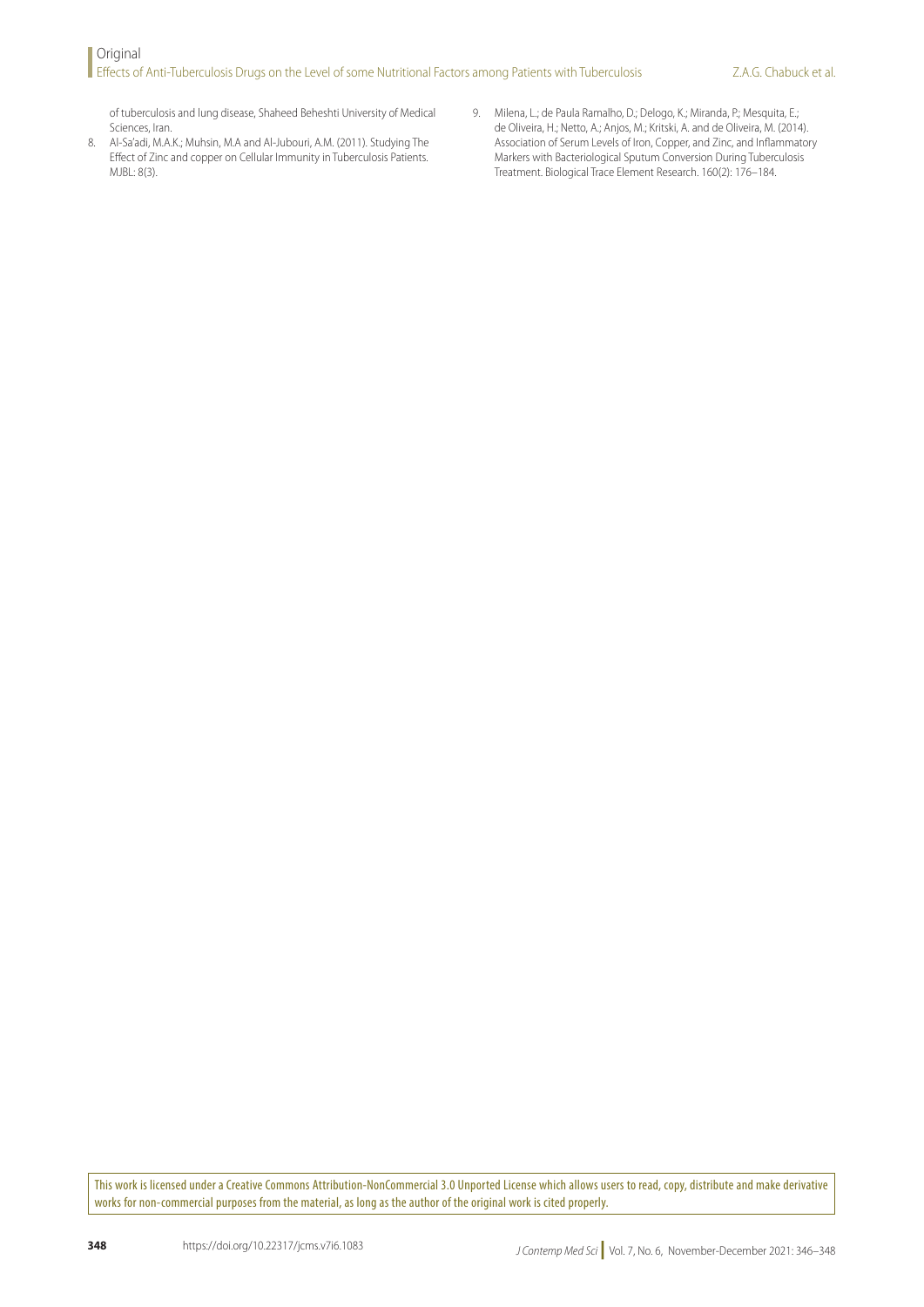of tuberculosis and lung disease, Shaheed Beheshti University of Medical Sciences, Iran.

8. Al-Sa'adi, M.A.K.; Muhsin, M.A and Al-Jubouri, A.M. (2011). Studying The Effect of Zinc and copper on Cellular Immunity in Tuberculosis Patients. MJBL: 8(3).
9. Milena, L.; de Paula Ramalho, D.; Delogo, K.; Miranda, P.; Mesquita, E.; de Oliveira, H.; Netto, A.; Anjos, M.; Kritski, A. and de Oliveira, M. (2014). Association of Serum Levels of Iron, Copper, and Zinc, and Inflammatory Markers with Bacteriological Sputum Conversion During Tuberculosis Treatment. Biological Trace Element Research. 160(2): 176–184.

This work is licensed under a Creative Commons Attribution-NonCommercial 3.0 Unported License which allows users to read, copy, distribute and make derivative works for non-commercial purposes from the material, as long as the author of the original work is cited properly.